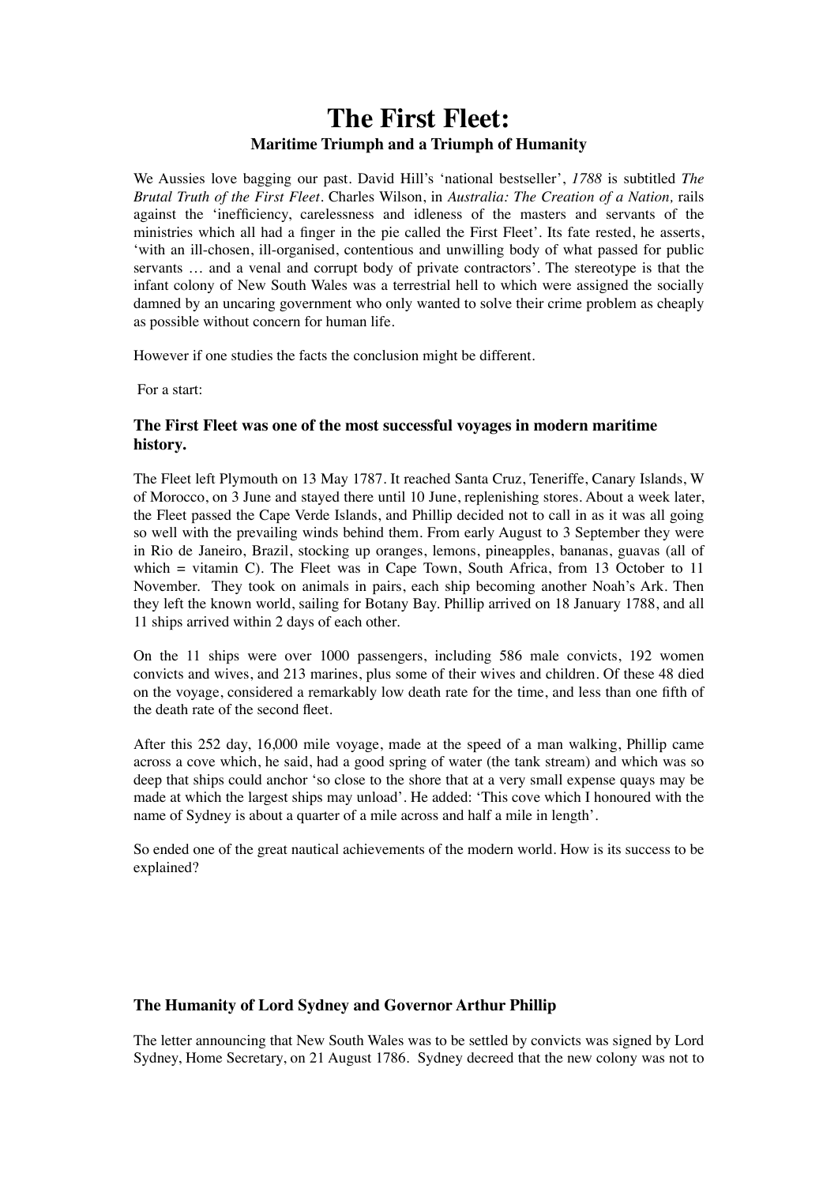# The First Fleet:

## Maritime Triumph and a Triumph of Humanity

We Aussies love bagging our past. David Hill's 'national bestseller', *1788* is subtitled *The Brutal Truth of the First Fleet*. Charles Wilson, in *Australia: The Creation of a Nation,* rails against the 'inefficiency, carelessness and idleness of the masters and servants of the ministries which all had a finger in the pie called the First Fleet'. Its fate rested, he asserts, 'with an ill-chosen, ill-organised, contentious and unwilling body of what passed for public servants … and a venal and corrupt body of private contractors'. The stereotype is that the infant colony of New South Wales was a terrestrial hell to which were assigned the socially damned by an uncaring government who only wanted to solve their crime problem as cheaply as possible without concern for human life.

However if one studies the facts the conclusion might be different.

For a start:

### The First Fleet was one of the most successful voyages in modern maritime history.

The Fleet left Plymouth on 13 May 1787. It reached Santa Cruz, Teneriffe, Canary Islands, W of Morocco, on 3 June and stayed there until 10 June, replenishing stores. About a week later, the Fleet passed the Cape Verde Islands, and Phillip decided not to call in as it was all going so well with the prevailing winds behind them. From early August to 3 September they were in Rio de Janeiro, Brazil, stocking up oranges, lemons, pineapples, bananas, guavas (all of which = vitamin C). The Fleet was in Cape Town, South Africa, from 13 October to 11 November. They took on animals in pairs, each ship becoming another Noah's Ark. Then they left the known world, sailing for Botany Bay. Phillip arrived on 18 January 1788, and all 11 ships arrived within 2 days of each other.

On the 11 ships were over 1000 passengers, including 586 male convicts, 192 women convicts and wives, and 213 marines, plus some of their wives and children. Of these 48 died on the voyage, considered a remarkably low death rate for the time, and less than one fifth of the death rate of the second fleet.

After this 252 day, 16,000 mile voyage, made at the speed of a man walking, Phillip came across a cove which, he said, had a good spring of water (the tank stream) and which was so deep that ships could anchor 'so close to the shore that at a very small expense quays may be made at which the largest ships may unload'. He added: 'This cove which I honoured with the name of Sydney is about a quarter of a mile across and half a mile in length'.

So ended one of the great nautical achievements of the modern world. How is its success to be explained?

### The Humanity of Lord Sydney and Governor Arthur Phillip

The letter announcing that New South Wales was to be settled by convicts was signed by Lord Sydney, Home Secretary, on 21 August 1786. Sydney decreed that the new colony was not to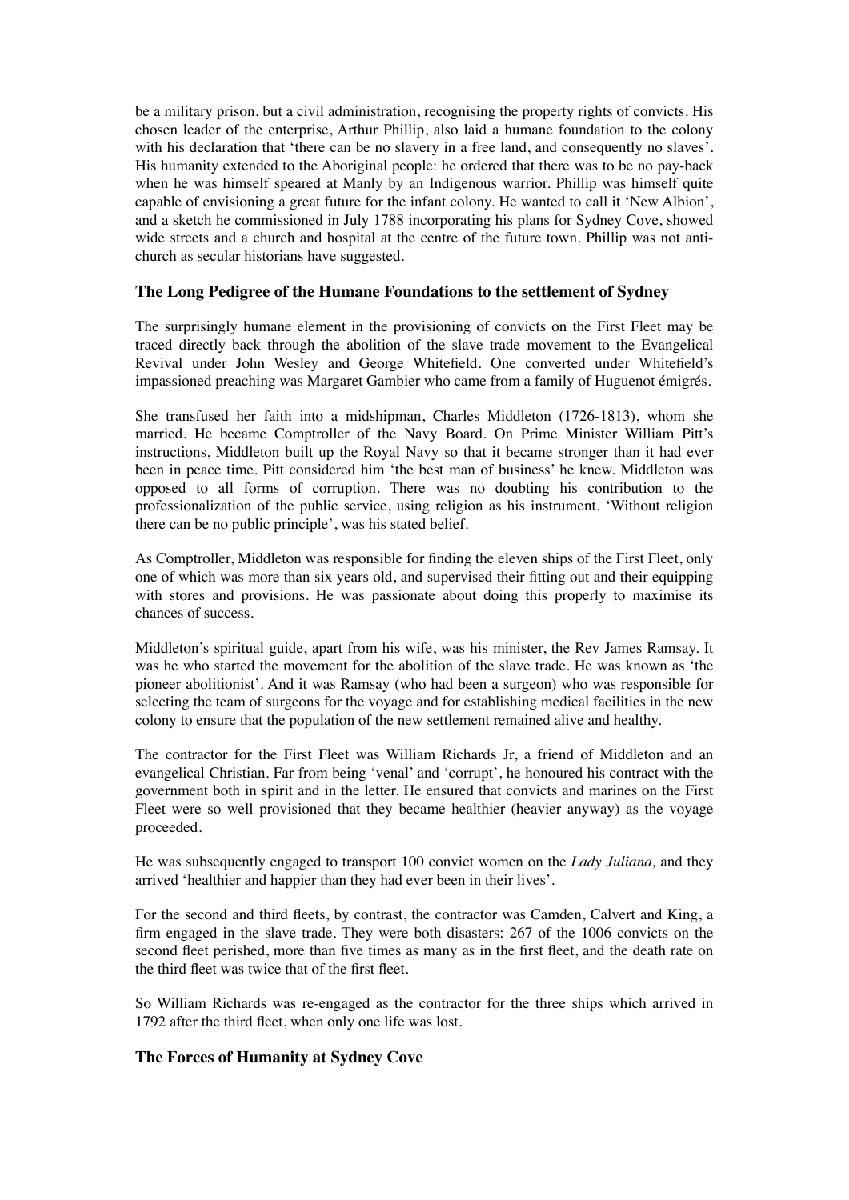be a military prison, but a civil administration, recognising the property rights of convicts. His chosen leader of the enterprise, Arthur Phillip, also laid a humane foundation to the colony with his declaration that 'there can be no slavery in a free land, and consequently no slaves'. His humanity extended to the Aboriginal people: he ordered that there was to be no pay-back when he was himself speared at Manly by an Indigenous warrior. Phillip was himself quite capable of envisioning a great future for the infant colony. He wanted to call it 'New Albion', and a sketch he commissioned in July 1788 incorporating his plans for Sydney Cove, showed wide streets and a church and hospital at the centre of the future town. Phillip was not anti-church as secular historians have suggested.

### The Long Pedigree of the Humane Foundations to the settlement of Sydney

The surprisingly humane element in the provisioning of convicts on the First Fleet may be traced directly back through the abolition of the slave trade movement to the Evangelical Revival under John Wesley and George Whitefield. One converted under Whitefield's impassioned preaching was Margaret Gambier who came from a family of Huguenot émigrés.

She transfused her faith into a midshipman, Charles Middleton (1726-1813), whom she married. He became Comptroller of the Navy Board. On Prime Minister William Pitt's instructions, Middleton built up the Royal Navy so that it became stronger than it had ever been in peace time. Pitt considered him 'the best man of business' he knew. Middleton was opposed to all forms of corruption. There was no doubting his contribution to the professionalization of the public service, using religion as his instrument. 'Without religion there can be no public principle', was his stated belief.

As Comptroller, Middleton was responsible for finding the eleven ships of the First Fleet, only one of which was more than six years old, and supervised their fitting out and their equipping with stores and provisions. He was passionate about doing this properly to maximise its chances of success.

Middleton's spiritual guide, apart from his wife, was his minister, the Rev James Ramsay. It was he who started the movement for the abolition of the slave trade. He was known as 'the pioneer abolitionist'. And it was Ramsay (who had been a surgeon) who was responsible for selecting the team of surgeons for the voyage and for establishing medical facilities in the new colony to ensure that the population of the new settlement remained alive and healthy.

The contractor for the First Fleet was William Richards Jr, a friend of Middleton and an evangelical Christian. Far from being 'venal' and 'corrupt', he honoured his contract with the government both in spirit and in the letter. He ensured that convicts and marines on the First Fleet were so well provisioned that they became healthier (heavier anyway) as the voyage proceeded.

He was subsequently engaged to transport 100 convict women on the *Lady Juliana,* and they arrived 'healthier and happier than they had ever been in their lives'.

For the second and third fleets, by contrast, the contractor was Camden, Calvert and King, a firm engaged in the slave trade. They were both disasters: 267 of the 1006 convicts on the second fleet perished, more than five times as many as in the first fleet, and the death rate on the third fleet was twice that of the first fleet.

So William Richards was re-engaged as the contractor for the three ships which arrived in 1792 after the third fleet, when only one life was lost.

### The Forces of Humanity at Sydney Cove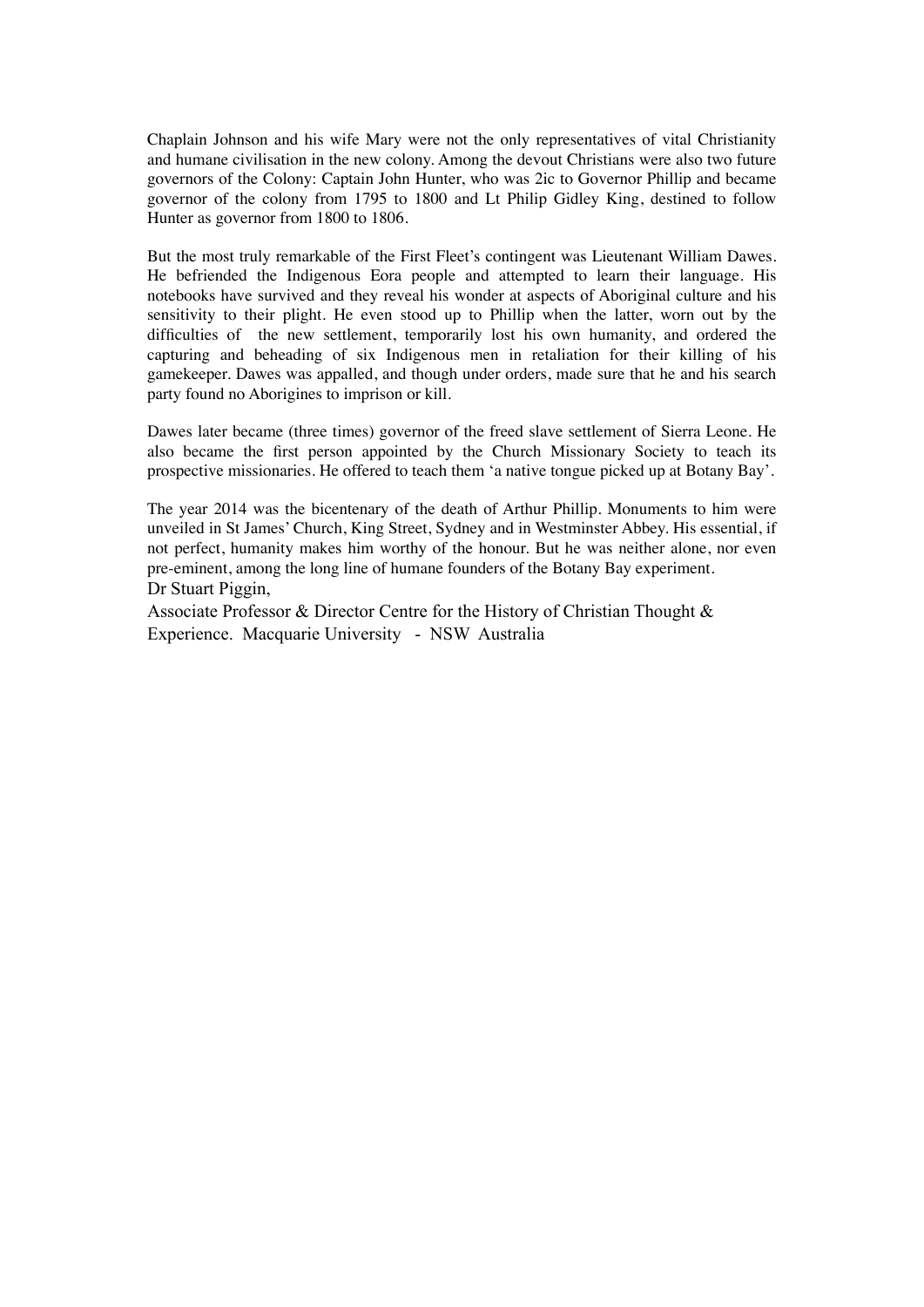Chaplain Johnson and his wife Mary were not the only representatives of vital Christianity and humane civilisation in the new colony. Among the devout Christians were also two future governors of the Colony: Captain John Hunter, who was 2ic to Governor Phillip and became governor of the colony from 1795 to 1800 and Lt Philip Gidley King, destined to follow Hunter as governor from 1800 to 1806.

But the most truly remarkable of the First Fleet's contingent was Lieutenant William Dawes. He befriended the Indigenous Eora people and attempted to learn their language. His notebooks have survived and they reveal his wonder at aspects of Aboriginal culture and his sensitivity to their plight. He even stood up to Phillip when the latter, worn out by the difficulties of the new settlement, temporarily lost his own humanity, and ordered the capturing and beheading of six Indigenous men in retaliation for their killing of his gamekeeper. Dawes was appalled, and though under orders, made sure that he and his search party found no Aborigines to imprison or kill.

Dawes later became (three times) governor of the freed slave settlement of Sierra Leone. He also became the first person appointed by the Church Missionary Society to teach its prospective missionaries. He offered to teach them 'a native tongue picked up at Botany Bay'.

The year 2014 was the bicentenary of the death of Arthur Phillip. Monuments to him were unveiled in St James' Church, King Street, Sydney and in Westminster Abbey. His essential, if not perfect, humanity makes him worthy of the honour. But he was neither alone, nor even pre-eminent, among the long line of humane founders of the Botany Bay experiment.

Dr Stuart Piggin,

Associate Professor & Director Centre for the History of Christian Thought & Experience. Macquarie University - NSW Australia